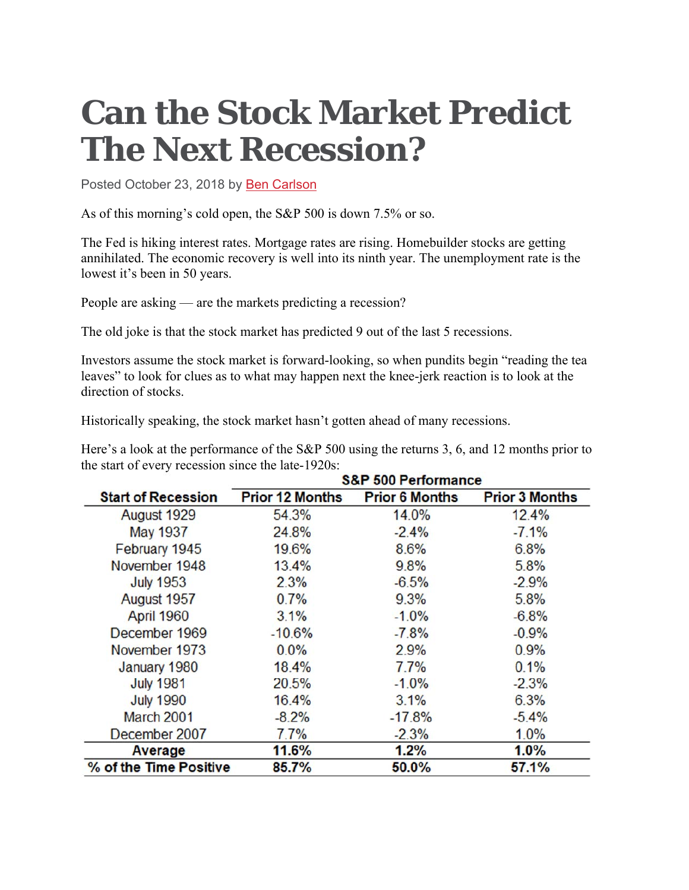# Can the Stock Market Predict The Next Recession?

Posted October 23, 2018 by Ben Carlson

As of this morning's cold open, the S&P 500 is down 7.5% or so.

The Fed is hiking interest rates. Mortgage rates are rising. Homebuilder stocks are getting annihilated. The economic recovery is well into its ninth year. The unemployment rate is the lowest it's been in 50 years.

People are asking — are the markets predicting a recession?

The old joke is that the stock market has predicted 9 out of the last 5 recessions.

Investors assume the stock market is forward-looking, so when pundits begin "reading the tea leaves" to look for clues as to what may happen next the knee-jerk reaction is to look at the direction of stocks.

Historically speaking, the stock market hasn't gotten ahead of many recessions.

Here's a look at the performance of the S&P 500 using the returns 3, 6, and 12 months prior to the start of every recession since the late-1920s:

| | S&P 500 Performance | | |
|---|---|---|---|
| **Start of Recession** | **Prior 12 Months** | **Prior 6 Months** | **Prior 3 Months** |
| August 1929 | 54.3% | 14.0% | 12.4% |
| May 1937 | 24.8% | -2.4% | -7.1% |
| February 1945 | 19.6% | 8.6% | 6.8% |
| November 1948 | 13.4% | 9.8% | 5.8% |
| July 1953 | 2.3% | -6.5% | -2.9% |
| August 1957 | 0.7% | 9.3% | 5.8% |
| April 1960 | 3.1% | -1.0% | -6.8% |
| December 1969 | -10.6% | -7.8% | -0.9% |
| November 1973 | 0.0% | 2.9% | 0.9% |
| January 1980 | 18.4% | 7.7% | 0.1% |
| July 1981 | 20.5% | -1.0% | -2.3% |
| July 1990 | 16.4% | 3.1% | 6.3% |
| March 2001 | -8.2% | -17.8% | -5.4% |
| December 2007 | 7.7% | -2.3% | 1.0% |
| **Average** | **11.6%** | **1.2%** | **1.0%** |
| **% of the Time Positive** | **85.7%** | **50.0%** | **57.1%** |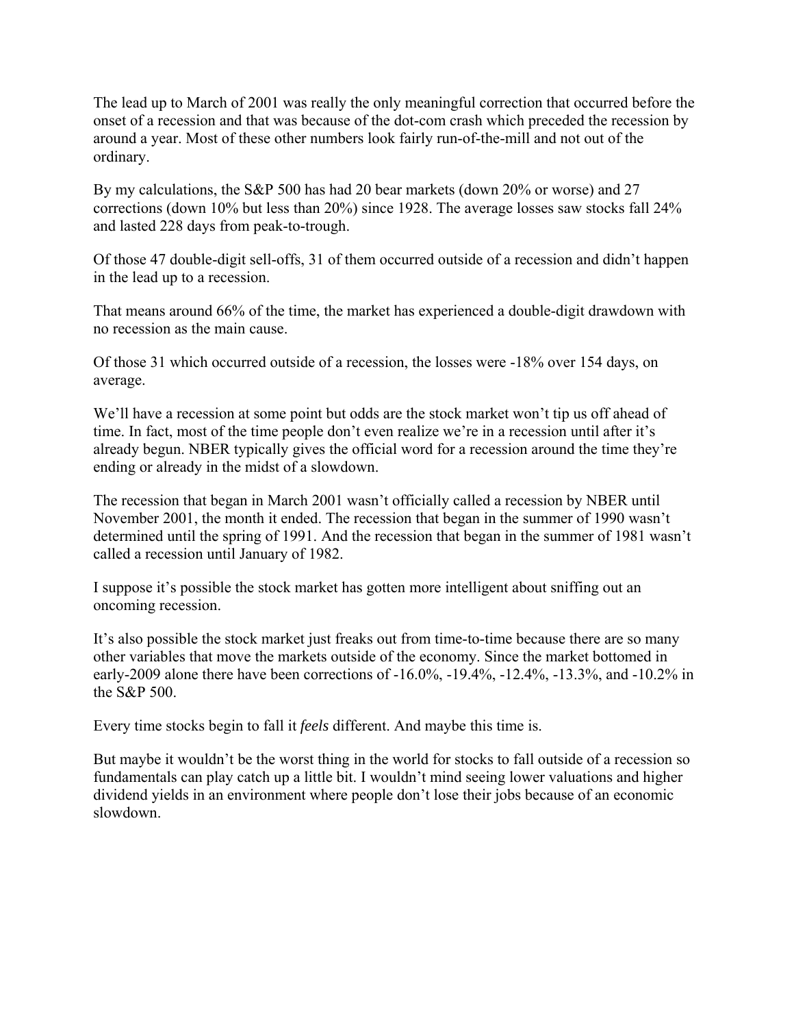The lead up to March of 2001 was really the only meaningful correction that occurred before the onset of a recession and that was because of the dot-com crash which preceded the recession by around a year. Most of these other numbers look fairly run-of-the-mill and not out of the ordinary.

By my calculations, the S&P 500 has had 20 bear markets (down 20% or worse) and 27 corrections (down 10% but less than 20%) since 1928. The average losses saw stocks fall 24% and lasted 228 days from peak-to-trough.

Of those 47 double-digit sell-offs, 31 of them occurred outside of a recession and didn't happen in the lead up to a recession.

That means around 66% of the time, the market has experienced a double-digit drawdown with no recession as the main cause.

Of those 31 which occurred outside of a recession, the losses were -18% over 154 days, on average.

We'll have a recession at some point but odds are the stock market won't tip us off ahead of time. In fact, most of the time people don't even realize we're in a recession until after it's already begun. NBER typically gives the official word for a recession around the time they're ending or already in the midst of a slowdown.

The recession that began in March 2001 wasn't officially called a recession by NBER until November 2001, the month it ended. The recession that began in the summer of 1990 wasn't determined until the spring of 1991. And the recession that began in the summer of 1981 wasn't called a recession until January of 1982.

I suppose it's possible the stock market has gotten more intelligent about sniffing out an oncoming recession.

It's also possible the stock market just freaks out from time-to-time because there are so many other variables that move the markets outside of the economy. Since the market bottomed in early-2009 alone there have been corrections of -16.0%, -19.4%, -12.4%, -13.3%, and -10.2% in the S&P 500.

Every time stocks begin to fall it *feels* different. And maybe this time is.

But maybe it wouldn't be the worst thing in the world for stocks to fall outside of a recession so fundamentals can play catch up a little bit. I wouldn't mind seeing lower valuations and higher dividend yields in an environment where people don't lose their jobs because of an economic slowdown.